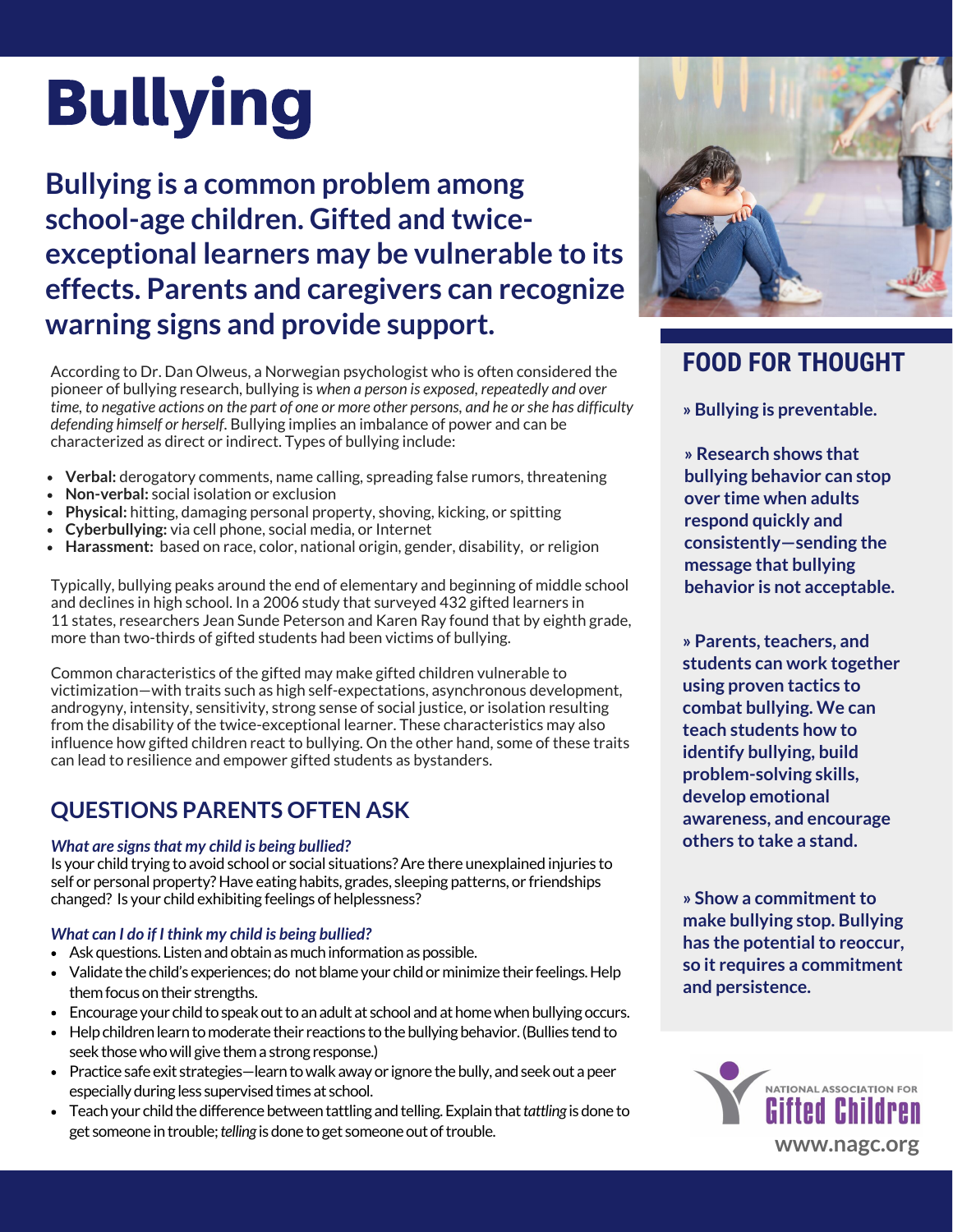# Bullying

## Bullying is a common problem among school-age children. Gifted and twice-exceptional learners may be vulnerable to its effects. Parents and caregivers can recognize warning signs and provide support.

According to Dr. Dan Olweus, a Norwegian psychologist who is often considered the pioneer of bullying research, bullying is *when a person is exposed, repeatedly and over time, to negative actions on the part of one or more other persons, and he or she has difficulty defending himself or herself*. Bullying implies an imbalance of power and can be characterized as direct or indirect. Types of bullying include:

- **Verbal:** derogatory comments, name calling, spreading false rumors, threatening
- **Non-verbal:** social isolation or exclusion
- **Physical:** hitting, damaging personal property, shoving, kicking, or spitting
- **Cyberbullying:** via cell phone, social media, or Internet
- **Harassment:** based on race, color, national origin, gender, disability, or religion

Typically, bullying peaks around the end of elementary and beginning of middle school and declines in high school. In a 2006 study that surveyed 432 gifted learners in 11 states, researchers Jean Sunde Peterson and Karen Ray found that by eighth grade, more than two-thirds of gifted students had been victims of bullying.

Common characteristics of the gifted may make gifted children vulnerable to victimization—with traits such as high self-expectations, asynchronous development, androgyny, intensity, sensitivity, strong sense of social justice, or isolation resulting from the disability of the twice-exceptional learner. These characteristics may also influence how gifted children react to bullying. On the other hand, some of these traits can lead to resilience and empower gifted students as bystanders.

## QUESTIONS PARENTS OFTEN ASK

***What are signs that my child is being bullied?***

Is your child trying to avoid school or social situations? Are there unexplained injuries to self or personal property? Have eating habits, grades, sleeping patterns, or friendships changed? Is your child exhibiting feelings of helplessness?

***What can I do if I think my child is being bullied?***

- Ask questions. Listen and obtain as much information as possible.
- Validate the child's experiences; do not blame your child or minimize their feelings. Help them focus on their strengths.
- Encourage your child to speak out to an adult at school and at home when bullying occurs.
- Help children learn to moderate their reactions to the bullying behavior. (Bullies tend to seek those who will give them a strong response.)
- Practice safe exit strategies—learn to walk away or ignore the bully, and seek out a peer especially during less supervised times at school.
- Teach your child the difference between tattling and telling. Explain that *tattling* is done to get someone in trouble; *telling* is done to get someone out of trouble.

## FOOD FOR THOUGHT

**» Bullying is preventable.**

**» Research shows that bullying behavior can stop over time when adults respond quickly and consistently—sending the message that bullying behavior is not acceptable.**

**» Parents, teachers, and students can work together using proven tactics to combat bullying. We can teach students how to identify bullying, build problem-solving skills, develop emotional awareness, and encourage others to take a stand.**

**» Show a commitment to make bullying stop. Bullying has the potential to reoccur, so it requires a commitment and persistence.**

NATIONAL ASSOCIATION FOR Gifted Children

www.nagc.org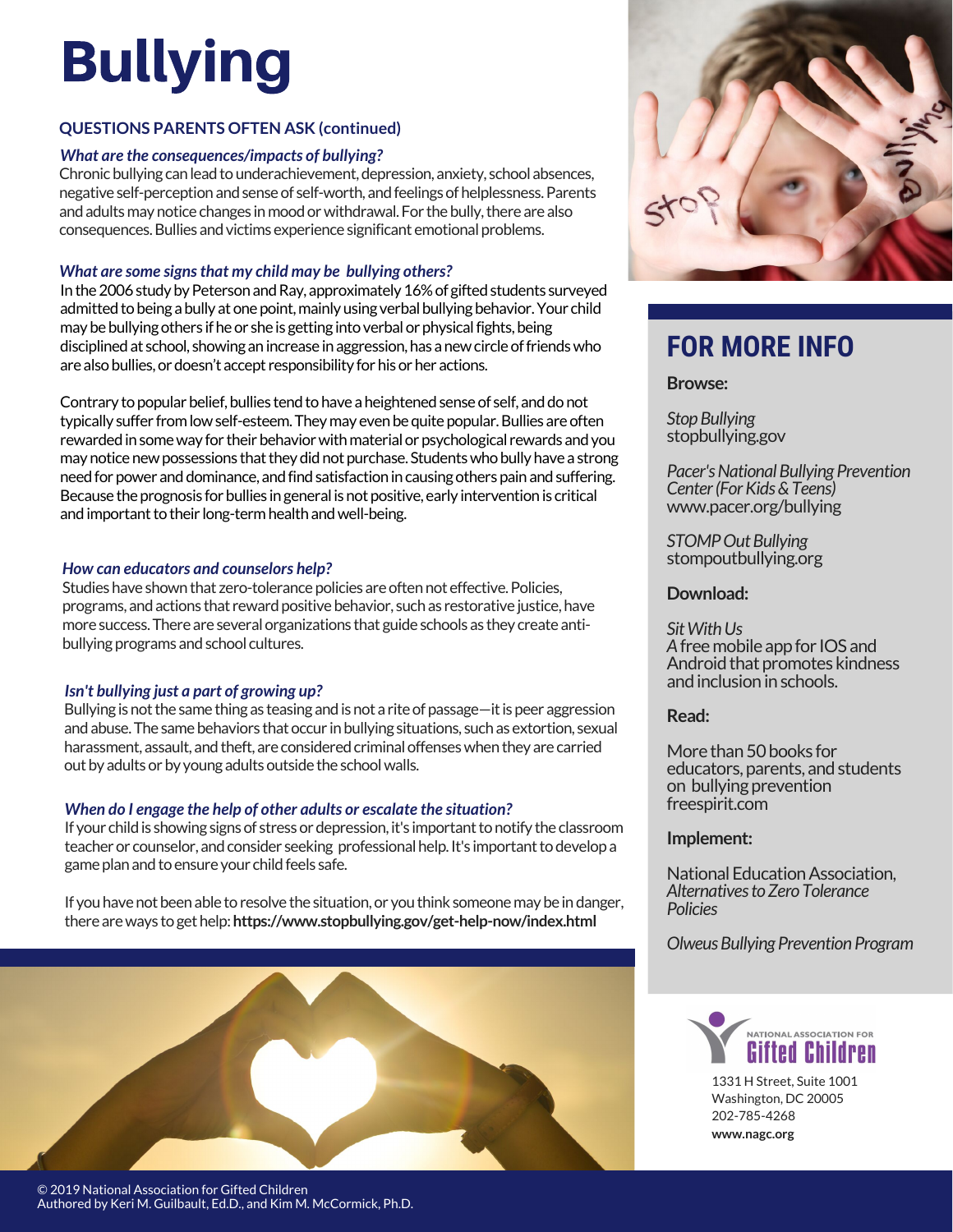# Bullying

## QUESTIONS PARENTS OFTEN ASK (continued)

### *What are the consequences/impacts of bullying?*

Chronic bullying can lead to underachievement, depression, anxiety, school absences, negative self-perception and sense of self-worth, and feelings of helplessness. Parents and adults may notice changes in mood or withdrawal. For the bully, there are also consequences. Bullies and victims experience significant emotional problems.

### *What are some signs that my child may be bullying others?*

In the 2006 study by Peterson and Ray, approximately 16% of gifted students surveyed admitted to being a bully at one point, mainly using verbal bullying behavior. Your child may be bullying others if he or she is getting into verbal or physical fights, being disciplined at school, showing an increase in aggression, has a new circle of friends who are also bullies, or doesn't accept responsibility for his or her actions.

Contrary to popular belief, bullies tend to have a heightened sense of self, and do not typically suffer from low self-esteem. They may even be quite popular. Bullies are often rewarded in some way for their behavior with material or psychological rewards and you may notice new possessions that they did not purchase. Students who bully have a strong need for power and dominance, and find satisfaction in causing others pain and suffering. Because the prognosis for bullies in general is not positive, early intervention is critical and important to their long-term health and well-being.

### *How can educators and counselors help?*

Studies have shown that zero-tolerance policies are often not effective. Policies, programs, and actions that reward positive behavior, such as restorative justice, have more success. There are several organizations that guide schools as they create anti-bullying programs and school cultures.

### *Isn't bullying just a part of growing up?*

Bullying is not the same thing as teasing and is not a rite of passage—it is peer aggression and abuse. The same behaviors that occur in bullying situations, such as extortion, sexual harassment, assault, and theft, are considered criminal offenses when they are carried out by adults or by young adults outside the school walls.

### *When do I engage the help of other adults or escalate the situation?*

If your child is showing signs of stress or depression, it's important to notify the classroom teacher or counselor, and consider seeking professional help. It's important to develop a game plan and to ensure your child feels safe.

If you have not been able to resolve the situation, or you think someone may be in danger, there are ways to get help: **https://www.stopbullying.gov/get-help-now/index.html**

## FOR MORE INFO

**Browse:**

*Stop Bullying*
stopbullying.gov

*Pacer's National Bullying Prevention Center (For Kids & Teens)*
www.pacer.org/bullying

*STOMP Out Bullying*
stompoutbullying.org

**Download:**

*Sit With Us*
A free mobile app for IOS and Android that promotes kindness and inclusion in schools.

**Read:**

More than 50 books for educators, parents, and students on bullying prevention
freespirit.com

**Implement:**

National Education Association, *Alternatives to Zero Tolerance Policies*

*Olweus Bullying Prevention Program*

NATIONAL ASSOCIATION FOR Gifted Children
1331 H Street, Suite 1001
Washington, DC 20005
202-785-4268
**www.nagc.org**

© 2019 National Association for Gifted Children
Authored by Keri M. Guilbault, Ed.D., and Kim M. McCormick, Ph.D.